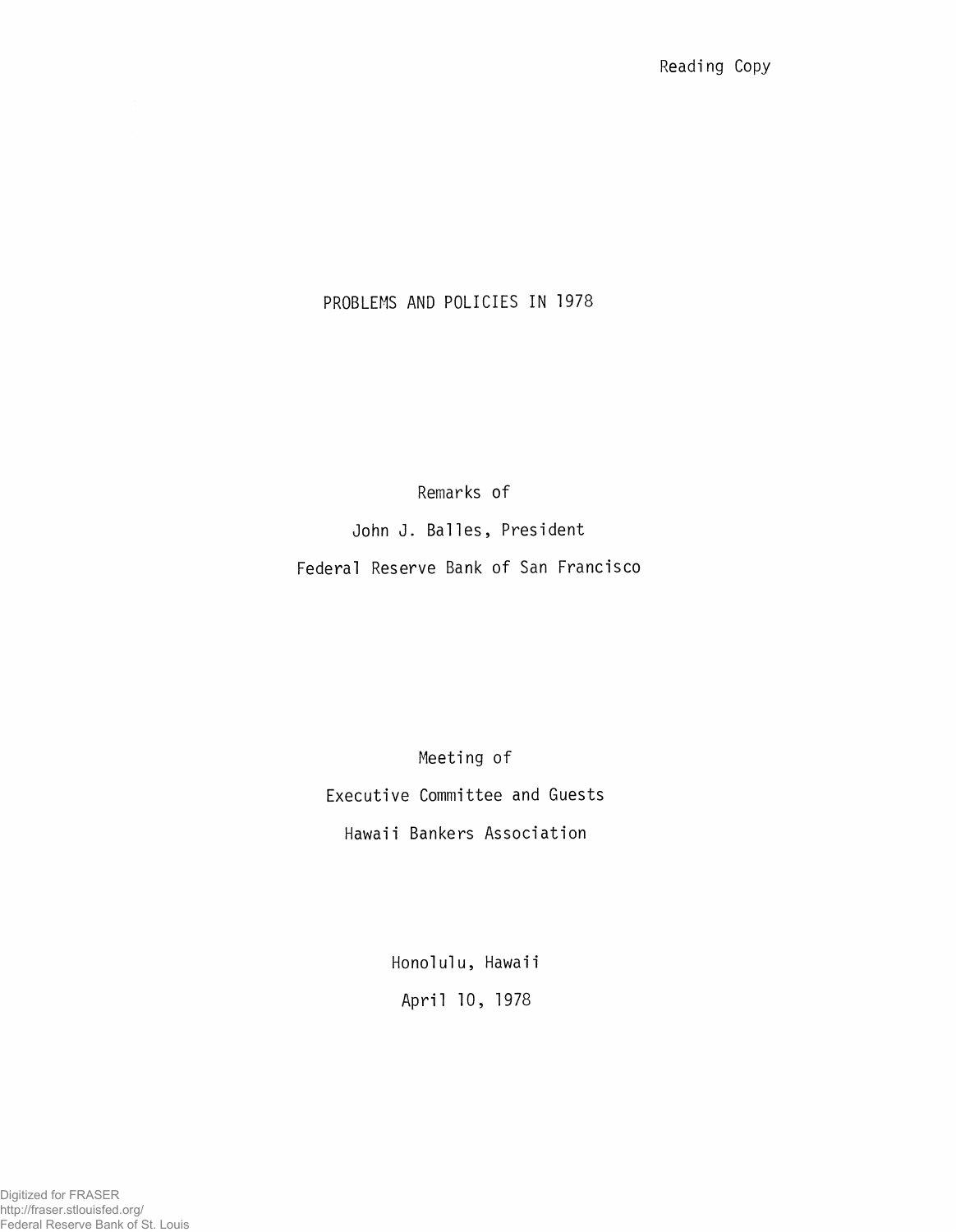Reading Copy

# PROBLEMS AND POLICIES IN 1978

Remarks of

John J. Balles, President

Federal Reserve Bank of San Francisco

Meeting of

Executive Committee and Guests

Hawaii Bankers Association

Honolulu, Hawaii

April 10, 1978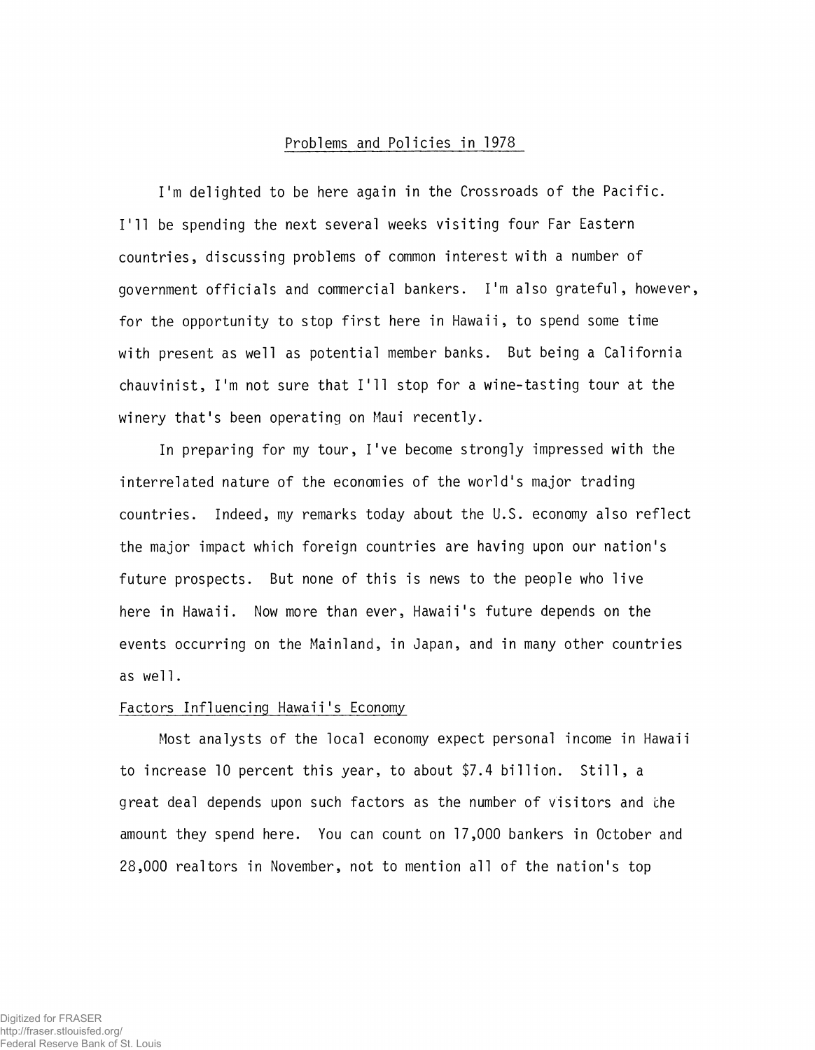## Problems and Policies in 1978

I'm delighted to be here again in the Crossroads of the Pacific. I'll be spending the next several weeks visiting four Far Eastern countries, discussing problems of common interest with a number of government officials and commercial bankers. I'm also grateful, however, for the opportunity to stop first here in Hawaii, to spend some time with present as well as potential member banks. But being a California chauvinist, I'm not sure that I'll stop for a wine-tasting tour at the winery that's been operating on Maui recently.

In preparing for my tour, I've become strongly impressed with the interrelated nature of the economies of the world's major trading countries. Indeed, my remarks today about the U.S. economy also reflect the major impact which foreign countries are having upon our nation's future prospects. But none of this is news to the people who live here in Hawaii. Now more than ever, Hawaii's future depends on the events occurring on the Mainland, in Japan, and in many other countries as well.

### Factors Influencing Hawaii's Economy

Most analysts of the local economy expect personal income in Hawaii to increase 10 percent this year, to about $7.4 billion. Still, a great deal depends upon such factors as the number of visitors and the amount they spend here. You can count on 17,000 bankers in October and 28,000 realtors in November, not to mention all of the nation's top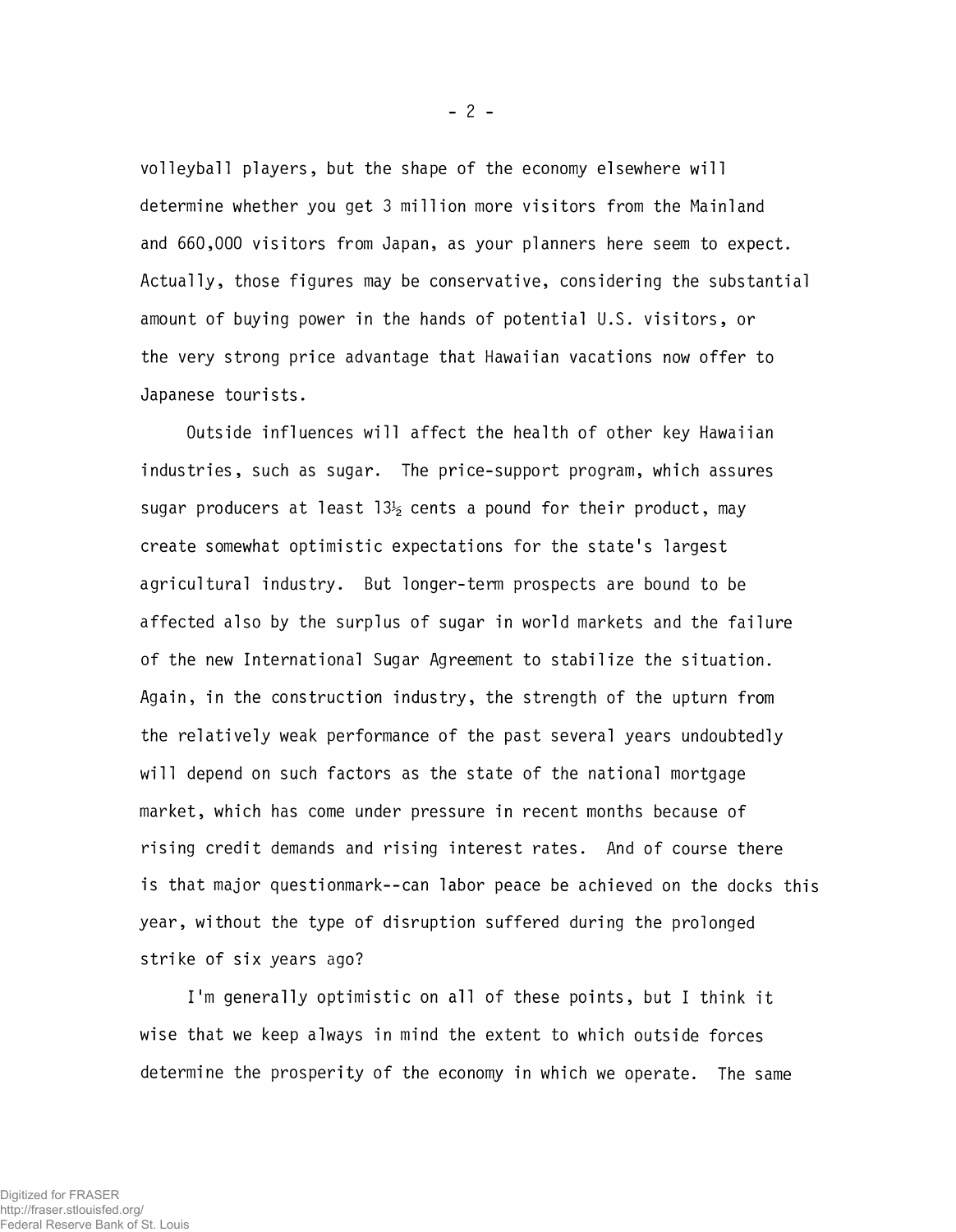volleyball players, but the shape of the economy elsewhere will determine whether you get 3 million more visitors from the Mainland and 660,000 visitors from Japan, as your planners here seem to expect. Actually, those figures may be conservative, considering the substantial amount of buying power in the hands of potential U.S. visitors, or the very strong price advantage that Hawaiian vacations now offer to Japanese tourists.

Outside influences will affect the health of other key Hawaiian industries, such as sugar. The price-support program, which assures sugar producers at least 13½ cents a pound for their product, may create somewhat optimistic expectations for the state's largest agricultural industry. But longer-term prospects are bound to be affected also by the surplus of sugar in world markets and the failure of the new International Sugar Agreement to stabilize the situation. Again, in the construction industry, the strength of the upturn from the relatively weak performance of the past several years undoubtedly will depend on such factors as the state of the national mortgage market, which has come under pressure in recent months because of rising credit demands and rising interest rates. And of course there is that major questionmark--can labor peace be achieved on the docks this year, without the type of disruption suffered during the prolonged strike of six years ago?

I'm generally optimistic on all of these points, but I think it wise that we keep always in mind the extent to which outside forces determine the prosperity of the economy in which we operate. The same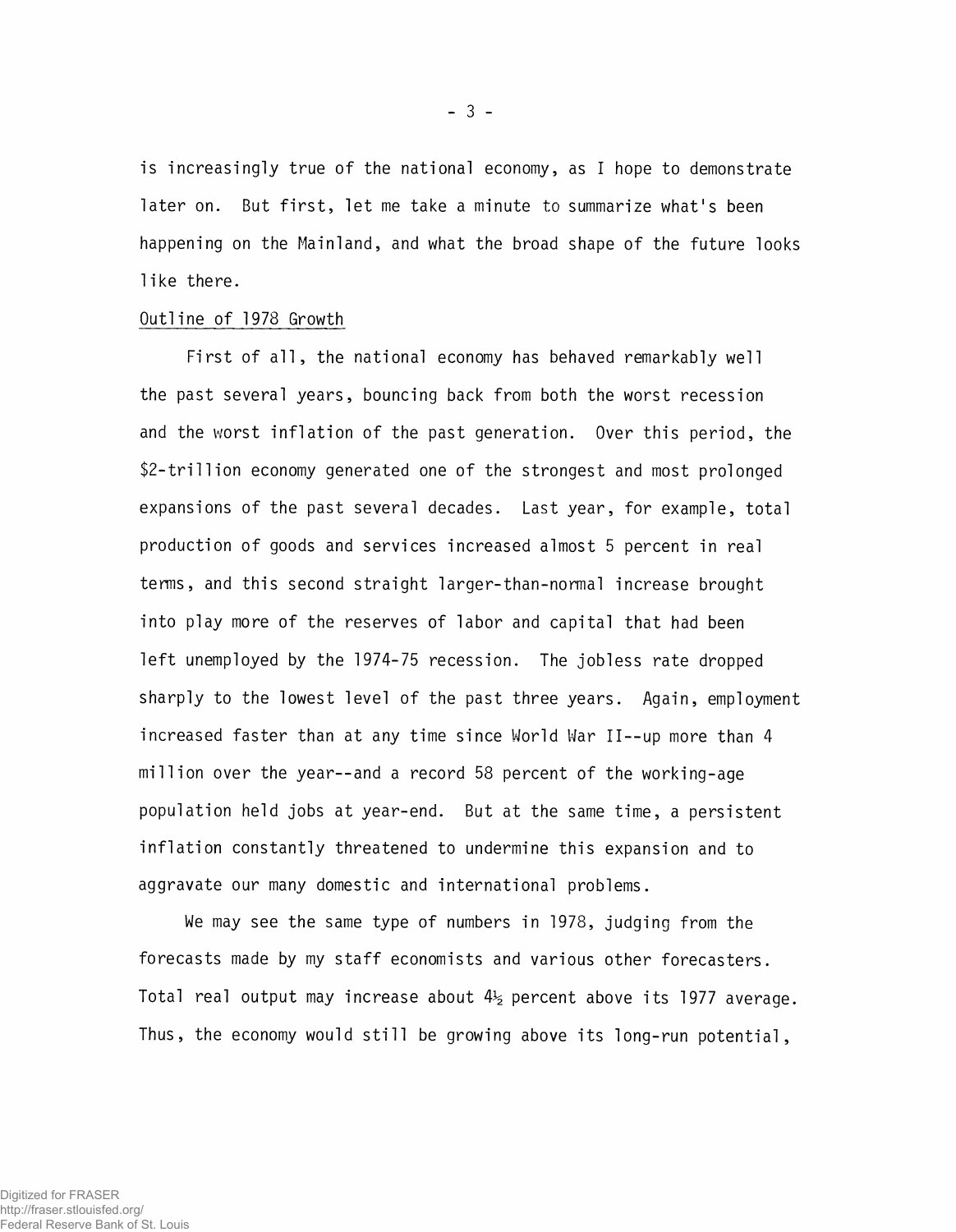is increasingly true of the national economy, as I hope to demonstrate later on. But first, let me take a minute to summarize what's been happening on the Mainland, and what the broad shape of the future looks like there.

Outline of 1978 Growth

First of all, the national economy has behaved remarkably well the past several years, bouncing back from both the worst recession and the worst inflation of the past generation. Over this period, the $2-trillion economy generated one of the strongest and most prolonged expansions of the past several decades. Last year, for example, total production of goods and services increased almost 5 percent in real terms, and this second straight larger-than-normal increase brought into play more of the reserves of labor and capital that had been left unemployed by the 1974-75 recession. The jobless rate dropped sharply to the lowest level of the past three years. Again, employment increased faster than at any time since World War II--up more than 4 million over the year--and a record 58 percent of the working-age population held jobs at year-end. But at the same time, a persistent inflation constantly threatened to undermine this expansion and to aggravate our many domestic and international problems.

We may see the same type of numbers in 1978, judging from the forecasts made by my staff economists and various other forecasters. Total real output may increase about 4½ percent above its 1977 average. Thus, the economy would still be growing above its long-run potential,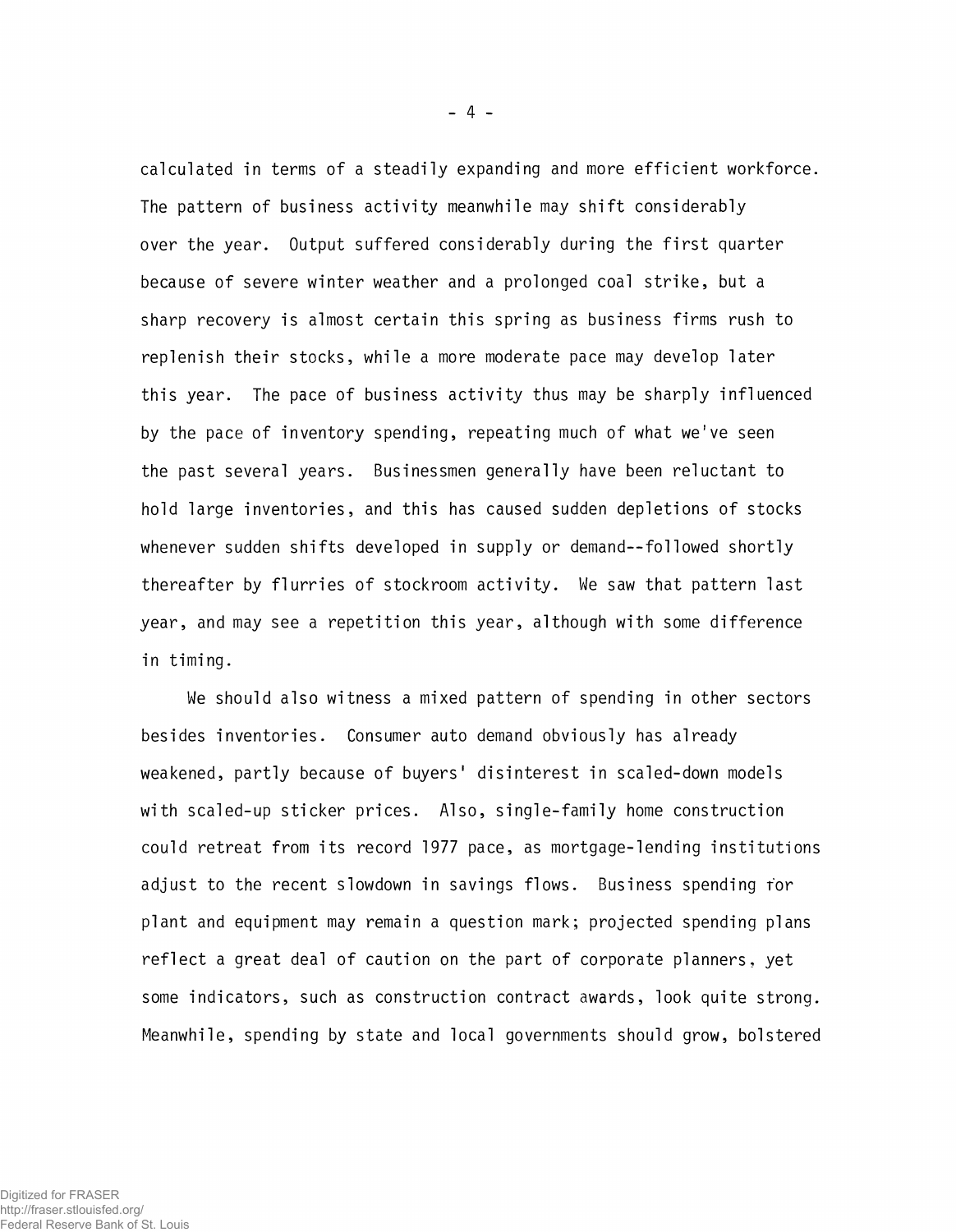calculated in terms of a steadily expanding and more efficient workforce. The pattern of business activity meanwhile may shift considerably over the year. Output suffered considerably during the first quarter because of severe winter weather and a prolonged coal strike, but a sharp recovery is almost certain this spring as business firms rush to replenish their stocks, while a more moderate pace may develop later this year. The pace of business activity thus may be sharply influenced by the pace of inventory spending, repeating much of what we've seen the past several years. Businessmen generally have been reluctant to hold large inventories, and this has caused sudden depletions of stocks whenever sudden shifts developed in supply or demand--followed shortly thereafter by flurries of stockroom activity. We saw that pattern last year, and may see a repetition this year, although with some difference in timing.

We should also witness a mixed pattern of spending in other sectors besides inventories. Consumer auto demand obviously has already weakened, partly because of buyers' disinterest in scaled-down models with scaled-up sticker prices. Also, single-family home construction could retreat from its record 1977 pace, as mortgage-lending institutions adjust to the recent slowdown in savings flows. Business spending for plant and equipment may remain a question mark; projected spending plans reflect a great deal of caution on the part of corporate planners, yet some indicators, such as construction contract awards, look quite strong. Meanwhile, spending by state and local governments should grow, bolstered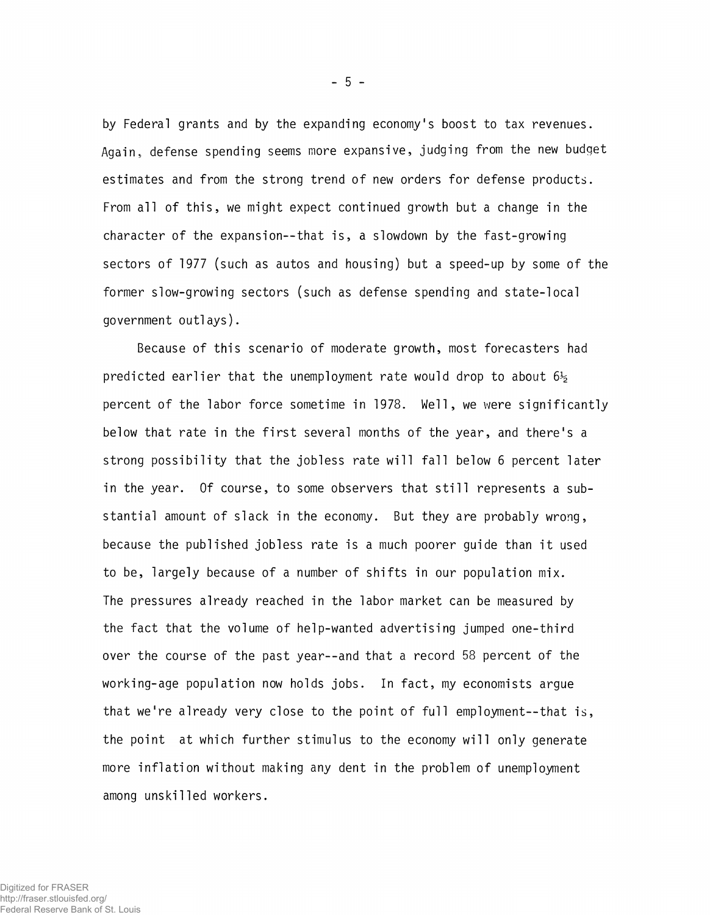by Federal grants and by the expanding economy's boost to tax revenues. Again, defense spending seems more expansive, judging from the new budget estimates and from the strong trend of new orders for defense products. From all of this, we might expect continued growth but a change in the character of the expansion--that is, a slowdown by the fast-growing sectors of 1977 (such as autos and housing) but a speed-up by some of the former slow-growing sectors (such as defense spending and state-local government outlays).

Because of this scenario of moderate growth, most forecasters had predicted earlier that the unemployment rate would drop to about 6½ percent of the labor force sometime in 1978. Well, we were significantly below that rate in the first several months of the year, and there's a strong possibility that the jobless rate will fall below 6 percent later in the year. Of course, to some observers that still represents a substantial amount of slack in the economy. But they are probably wrong, because the published jobless rate is a much poorer guide than it used to be, largely because of a number of shifts in our population mix. The pressures already reached in the labor market can be measured by the fact that the volume of help-wanted advertising jumped one-third over the course of the past year--and that a record 58 percent of the working-age population now holds jobs. In fact, my economists argue that we're already very close to the point of full employment--that is, the point at which further stimulus to the economy will only generate more inflation without making any dent in the problem of unemployment among unskilled workers.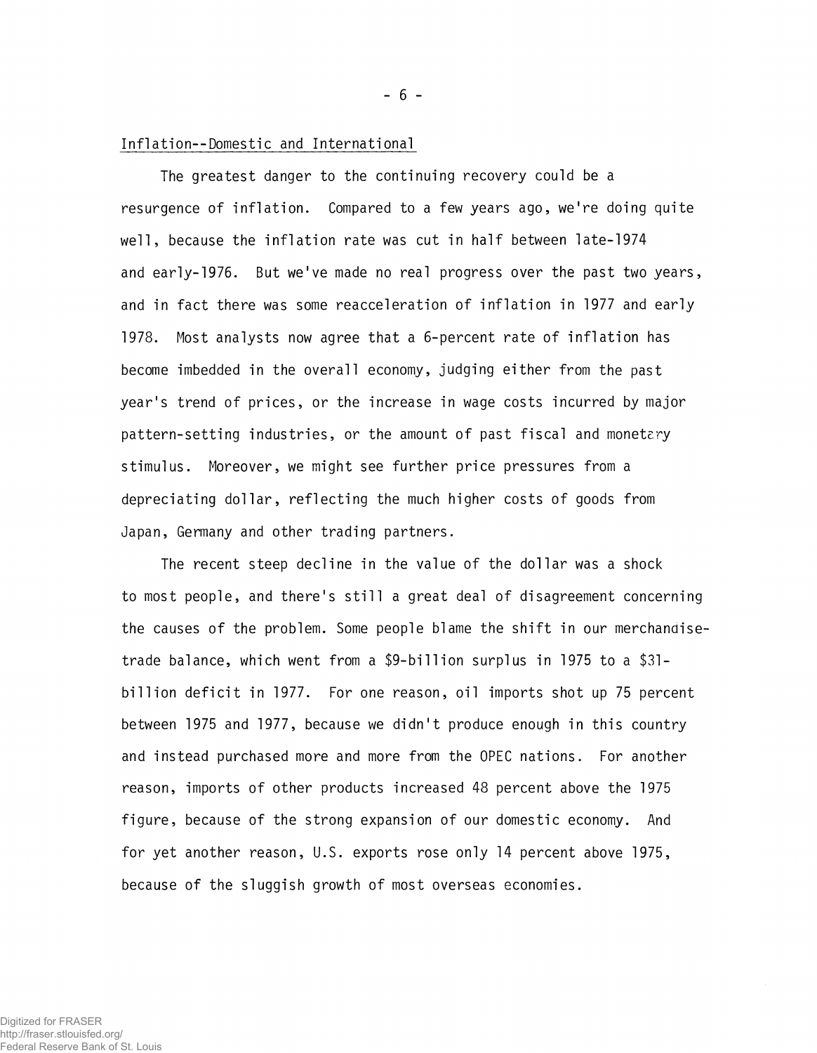## Inflation--Domestic and International

The greatest danger to the continuing recovery could be a resurgence of inflation. Compared to a few years ago, we're doing quite well, because the inflation rate was cut in half between late-1974 and early-1976. But we've made no real progress over the past two years, and in fact there was some reacceleration of inflation in 1977 and early 1978. Most analysts now agree that a 6-percent rate of inflation has become imbedded in the overall economy, judging either from the past year's trend of prices, or the increase in wage costs incurred by major pattern-setting industries, or the amount of past fiscal and monetary stimulus. Moreover, we might see further price pressures from a depreciating dollar, reflecting the much higher costs of goods from Japan, Germany and other trading partners.

The recent steep decline in the value of the dollar was a shock to most people, and there's still a great deal of disagreement concerning the causes of the problem. Some people blame the shift in our merchandise-trade balance, which went from a $9-billion surplus in 1975 to a $31-billion deficit in 1977. For one reason, oil imports shot up 75 percent between 1975 and 1977, because we didn't produce enough in this country and instead purchased more and more from the OPEC nations. For another reason, imports of other products increased 48 percent above the 1975 figure, because of the strong expansion of our domestic economy. And for yet another reason, U.S. exports rose only 14 percent above 1975, because of the sluggish growth of most overseas economies.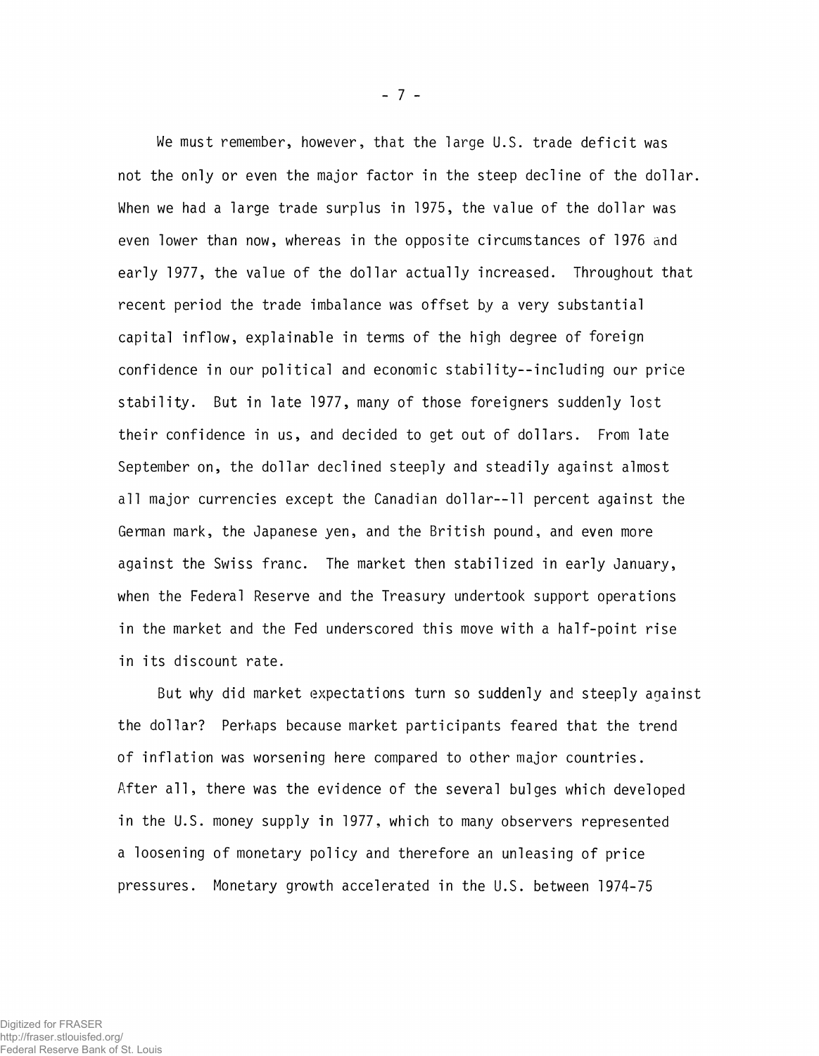We must remember, however, that the large U.S. trade deficit was not the only or even the major factor in the steep decline of the dollar. When we had a large trade surplus in 1975, the value of the dollar was even lower than now, whereas in the opposite circumstances of 1976 and early 1977, the value of the dollar actually increased. Throughout that recent period the trade imbalance was offset by a very substantial capital inflow, explainable in terms of the high degree of foreign confidence in our political and economic stability--including our price stability. But in late 1977, many of those foreigners suddenly lost their confidence in us, and decided to get out of dollars. From late September on, the dollar declined steeply and steadily against almost all major currencies except the Canadian dollar--11 percent against the German mark, the Japanese yen, and the British pound, and even more against the Swiss franc. The market then stabilized in early January, when the Federal Reserve and the Treasury undertook support operations in the market and the Fed underscored this move with a half-point rise in its discount rate.

But why did market expectations turn so suddenly and steeply against the dollar? Perhaps because market participants feared that the trend of inflation was worsening here compared to other major countries. After all, there was the evidence of the several bulges which developed in the U.S. money supply in 1977, which to many observers represented a loosening of monetary policy and therefore an unleasing of price pressures. Monetary growth accelerated in the U.S. between 1974-75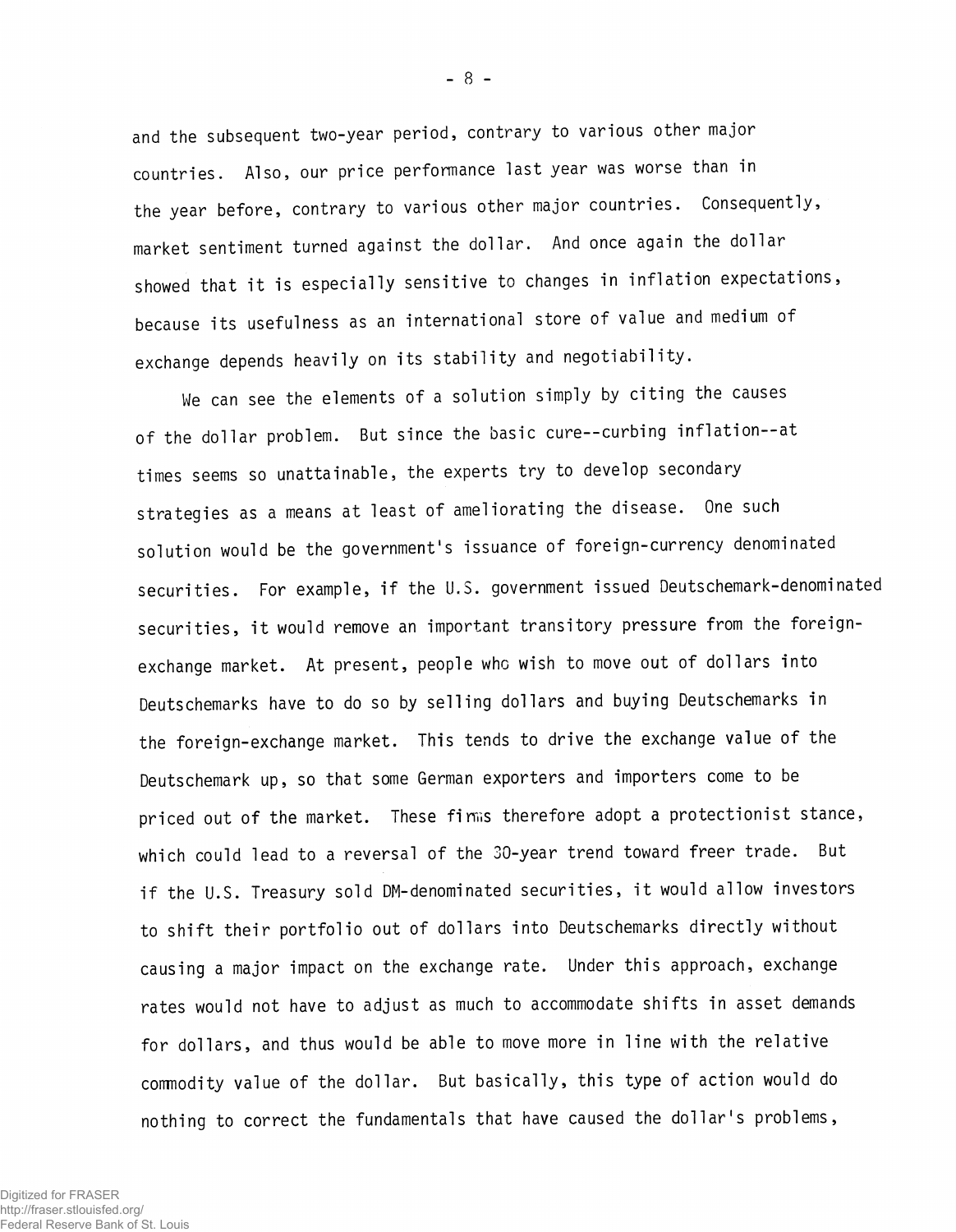and the subsequent two-year period, contrary to various other major countries. Also, our price performance last year was worse than in the year before, contrary to various other major countries. Consequently, market sentiment turned against the dollar. And once again the dollar showed that it is especially sensitive to changes in inflation expectations, because its usefulness as an international store of value and medium of exchange depends heavily on its stability and negotiability.

We can see the elements of a solution simply by citing the causes of the dollar problem. But since the basic cure--curbing inflation--at times seems so unattainable, the experts try to develop secondary strategies as a means at least of ameliorating the disease. One such solution would be the government's issuance of foreign-currency denominated securities. For example, if the U.S. government issued Deutschemark-denominated securities, it would remove an important transitory pressure from the foreign-exchange market. At present, people who wish to move out of dollars into Deutschemarks have to do so by selling dollars and buying Deutschemarks in the foreign-exchange market. This tends to drive the exchange value of the Deutschemark up, so that some German exporters and importers come to be priced out of the market. These firms therefore adopt a protectionist stance, which could lead to a reversal of the 30-year trend toward freer trade. But if the U.S. Treasury sold DM-denominated securities, it would allow investors to shift their portfolio out of dollars into Deutschemarks directly without causing a major impact on the exchange rate. Under this approach, exchange rates would not have to adjust as much to accommodate shifts in asset demands for dollars, and thus would be able to move more in line with the relative commodity value of the dollar. But basically, this type of action would do nothing to correct the fundamentals that have caused the dollar's problems,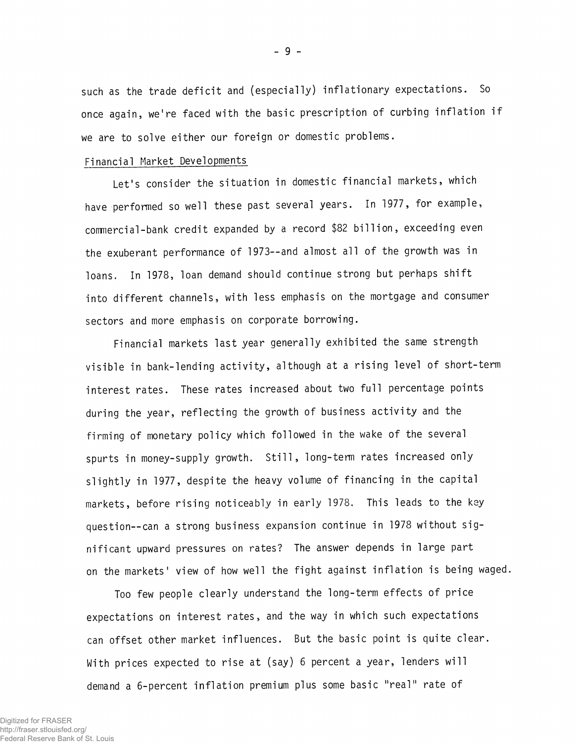such as the trade deficit and (especially) inflationary expectations. So once again, we're faced with the basic prescription of curbing inflation if we are to solve either our foreign or domestic problems.

## Financial Market Developments

Let's consider the situation in domestic financial markets, which have performed so well these past several years. In 1977, for example, commercial-bank credit expanded by a record $82 billion, exceeding even the exuberant performance of 1973--and almost all of the growth was in loans. In 1978, loan demand should continue strong but perhaps shift into different channels, with less emphasis on the mortgage and consumer sectors and more emphasis on corporate borrowing.

Financial markets last year generally exhibited the same strength visible in bank-lending activity, although at a rising level of short-term interest rates. These rates increased about two full percentage points during the year, reflecting the growth of business activity and the firming of monetary policy which followed in the wake of the several spurts in money-supply growth. Still, long-term rates increased only slightly in 1977, despite the heavy volume of financing in the capital markets, before rising noticeably in early 1978. This leads to the key question--can a strong business expansion continue in 1978 without significant upward pressures on rates? The answer depends in large part on the markets' view of how well the fight against inflation is being waged.

Too few people clearly understand the long-term effects of price expectations on interest rates, and the way in which such expectations can offset other market influences. But the basic point is quite clear. With prices expected to rise at (say) 6 percent a year, lenders will demand a 6-percent inflation premium plus some basic "real" rate of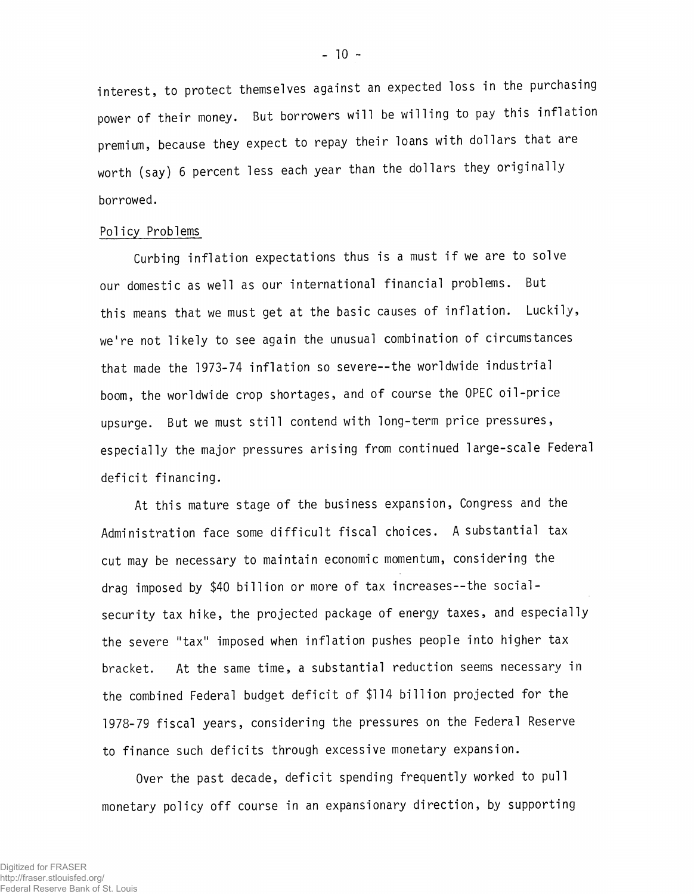interest, to protect themselves against an expected loss in the purchasing power of their money. But borrowers will be willing to pay this inflation premium, because they expect to repay their loans with dollars that are worth (say) 6 percent less each year than the dollars they originally borrowed.

## Policy Problems

Curbing inflation expectations thus is a must if we are to solve our domestic as well as our international financial problems. But this means that we must get at the basic causes of inflation. Luckily, we're not likely to see again the unusual combination of circumstances that made the 1973-74 inflation so severe--the worldwide industrial boom, the worldwide crop shortages, and of course the OPEC oil-price upsurge. But we must still contend with long-term price pressures, especially the major pressures arising from continued large-scale Federal deficit financing.

At this mature stage of the business expansion, Congress and the Administration face some difficult fiscal choices. A substantial tax cut may be necessary to maintain economic momentum, considering the drag imposed by $40 billion or more of tax increases--the social-security tax hike, the projected package of energy taxes, and especially the severe "tax" imposed when inflation pushes people into higher tax bracket. At the same time, a substantial reduction seems necessary in the combined Federal budget deficit of $114 billion projected for the 1978-79 fiscal years, considering the pressures on the Federal Reserve to finance such deficits through excessive monetary expansion.

Over the past decade, deficit spending frequently worked to pull monetary policy off course in an expansionary direction, by supporting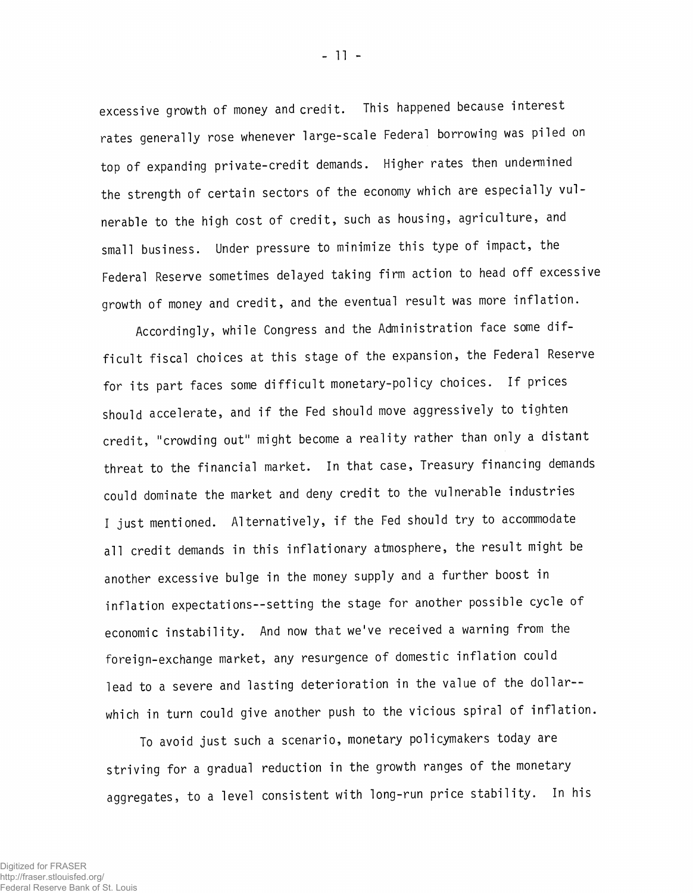excessive growth of money and credit. This happened because interest rates generally rose whenever large-scale Federal borrowing was piled on top of expanding private-credit demands. Higher rates then undermined the strength of certain sectors of the economy which are especially vulnerable to the high cost of credit, such as housing, agriculture, and small business. Under pressure to minimize this type of impact, the Federal Reserve sometimes delayed taking firm action to head off excessive growth of money and credit, and the eventual result was more inflation.

Accordingly, while Congress and the Administration face some difficult fiscal choices at this stage of the expansion, the Federal Reserve for its part faces some difficult monetary-policy choices. If prices should accelerate, and if the Fed should move aggressively to tighten credit, "crowding out" might become a reality rather than only a distant threat to the financial market. In that case, Treasury financing demands could dominate the market and deny credit to the vulnerable industries I just mentioned. Alternatively, if the Fed should try to accommodate all credit demands in this inflationary atmosphere, the result might be another excessive bulge in the money supply and a further boost in inflation expectations--setting the stage for another possible cycle of economic instability. And now that we've received a warning from the foreign-exchange market, any resurgence of domestic inflation could lead to a severe and lasting deterioration in the value of the dollar--which in turn could give another push to the vicious spiral of inflation.

To avoid just such a scenario, monetary policymakers today are striving for a gradual reduction in the growth ranges of the monetary aggregates, to a level consistent with long-run price stability. In his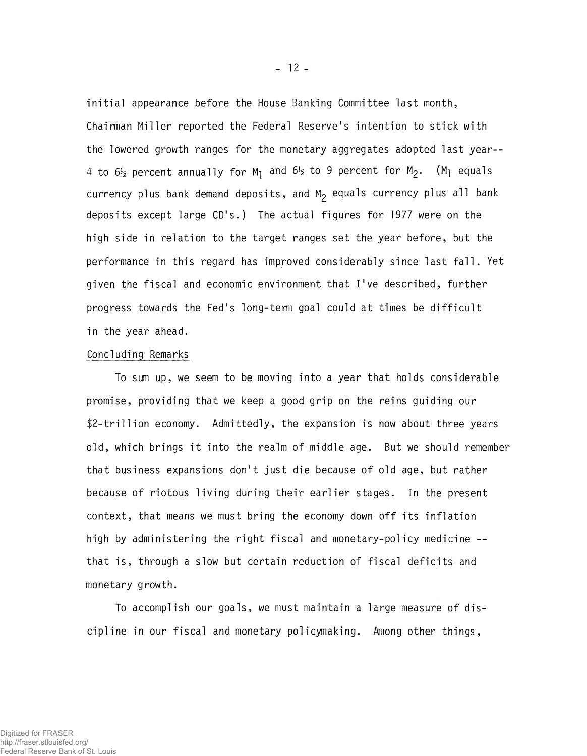initial appearance before the House Banking Committee last month, Chairman Miller reported the Federal Reserve's intention to stick with the lowered growth ranges for the monetary aggregates adopted last year-- 4 to 6½ percent annually for $M_1$ and 6½ to 9 percent for $M_2$. ($M_1$ equals currency plus bank demand deposits, and $M_2$ equals currency plus all bank deposits except large CD's.) The actual figures for 1977 were on the high side in relation to the target ranges set the year before, but the performance in this regard has improved considerably since last fall. Yet given the fiscal and economic environment that I've described, further progress towards the Fed's long-term goal could at times be difficult in the year ahead.

## Concluding Remarks

To sum up, we seem to be moving into a year that holds considerable promise, providing that we keep a good grip on the reins guiding our $2-trillion economy. Admittedly, the expansion is now about three years old, which brings it into the realm of middle age. But we should remember that business expansions don't just die because of old age, but rather because of riotous living during their earlier stages. In the present context, that means we must bring the economy down off its inflation high by administering the right fiscal and monetary-policy medicine -- that is, through a slow but certain reduction of fiscal deficits and monetary growth.

To accomplish our goals, we must maintain a large measure of discipline in our fiscal and monetary policymaking. Among other things,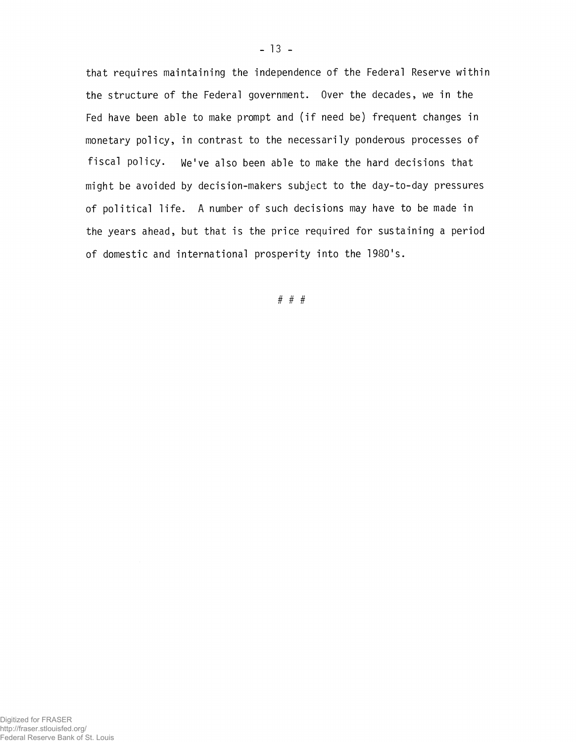that requires maintaining the independence of the Federal Reserve within the structure of the Federal government. Over the decades, we in the Fed have been able to make prompt and (if need be) frequent changes in monetary policy, in contrast to the necessarily ponderous processes of fiscal policy. We've also been able to make the hard decisions that might be avoided by decision-makers subject to the day-to-day pressures of political life. A number of such decisions may have to be made in the years ahead, but that is the price required for sustaining a period of domestic and international prosperity into the 1980's.

# # #